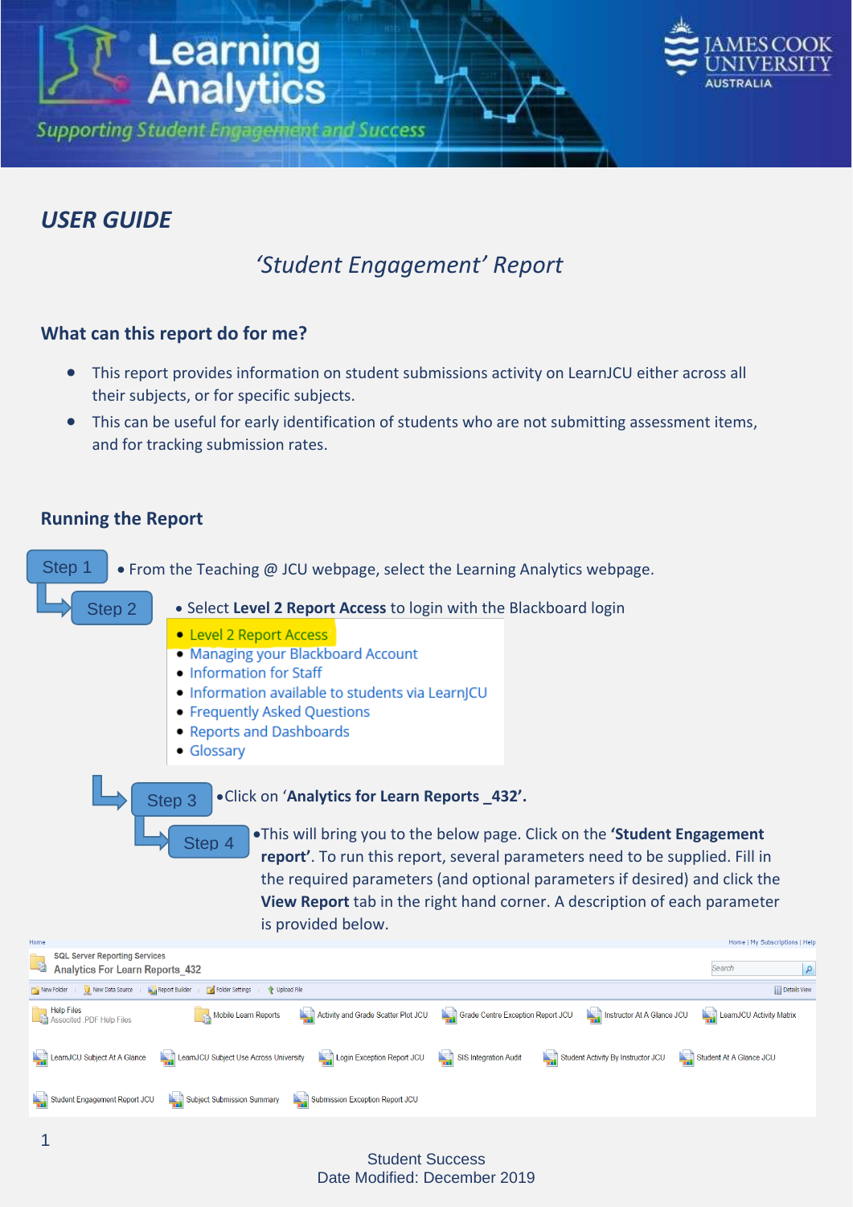# Learning Analytics

*Supporting Student Engagement and Success*

JAMES COOK UNIVERSITY AUSTRALIA

## *USER GUIDE*

### *'Student Engagement' Report*

## What can this report do for me?

- This report provides information on student submissions activity on LearnJCU either across all their subjects, or for specific subjects.
- This can be useful for early identification of students who are not submitting assessment items, and for tracking submission rates.

## Running the Report

**Step 1**

- From the Teaching @ JCU webpage, select the Learning Analytics webpage.

**Step 2**

- Select **Level 2 Report Access** to login with the Blackboard login

  - Level 2 Report Access
  - Managing your Blackboard Account
  - Information for Staff
  - Information available to students via LearnJCU
  - Frequently Asked Questions
  - Reports and Dashboards
  - Glossary

**Step 3**

- Click on '**Analytics for Learn Reports _432'.**

**Step 4**

- This will bring you to the below page. Click on the **'Student Engagement report'**. To run this report, several parameters need to be supplied. Fill in the required parameters (and optional parameters if desired) and click the **View Report** tab in the right hand corner. A description of each parameter is provided below.

Home | Home | My Subscriptions | Help

SQL Server Reporting Services
Analytics For Learn Reports_432

New Folder | New Data Source | Report Builder | Folder Settings | Upload File | Details View

- Help Files (Associated .PDF Help Files)
- Mobile Learn Reports
- Activity and Grade Scatter Plot JCU
- Grade Centre Exception Report JCU
- Instructor At A Glance JCU
- LearnJCU Activity Matrix
- LearnJCU Subject At A Glance
- LearnJCU Subject Use Across University
- Login Exception Report JCU
- SIS Integration Audit
- Student Activity By Instructor JCU
- Student At A Glance JCU
- Student Engagement Report JCU
- Subject Submission Summary
- Submission Exception Report JCU

Student Success
Date Modified: December 2019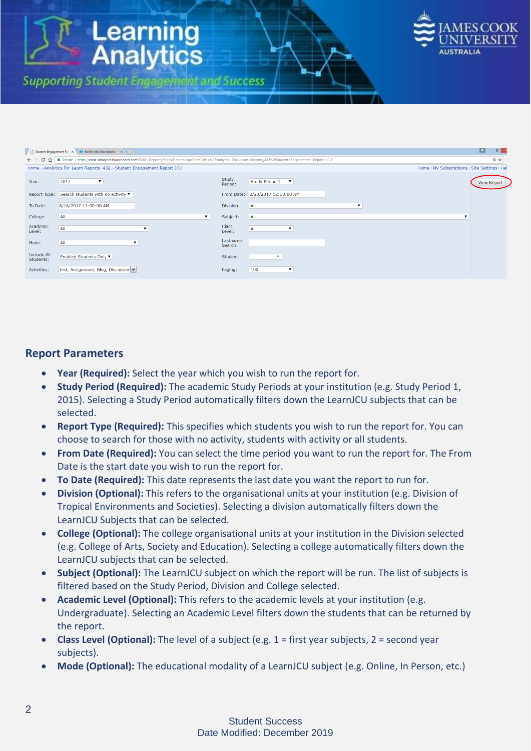## Report Parameters

- **Year (Required):** Select the year which you wish to run the report for.
- **Study Period (Required):** The academic Study Periods at your institution (e.g. Study Period 1, 2015). Selecting a Study Period automatically filters down the LearnJCU subjects that can be selected.
- **Report Type (Required):** This specifies which students you wish to run the report for. You can choose to search for those with no activity, students with activity or all students.
- **From Date (Required):** You can select the time period you want to run the report for. The From Date is the start date you wish to run the report for.
- **To Date (Required):** This date represents the last date you want the report to run for.
- **Division (Optional):** This refers to the organisational units at your institution (e.g. Division of Tropical Environments and Societies). Selecting a division automatically filters down the LearnJCU Subjects that can be selected.
- **College (Optional):** The college organisational units at your institution in the Division selected (e.g. College of Arts, Society and Education). Selecting a college automatically filters down the LearnJCU subjects that can be selected.
- **Subject (Optional):** The LearnJCU subject on which the report will be run. The list of subjects is filtered based on the Study Period, Division and College selected.
- **Academic Level (Optional):** This refers to the academic levels at your institution (e.g. Undergraduate). Selecting an Academic Level filters down the students that can be returned by the report.
- **Class Level (Optional):** The level of a subject (e.g. 1 = first year subjects, 2 = second year subjects).
- **Mode (Optional):** The educational modality of a LearnJCU subject (e.g. Online, In Person, etc.)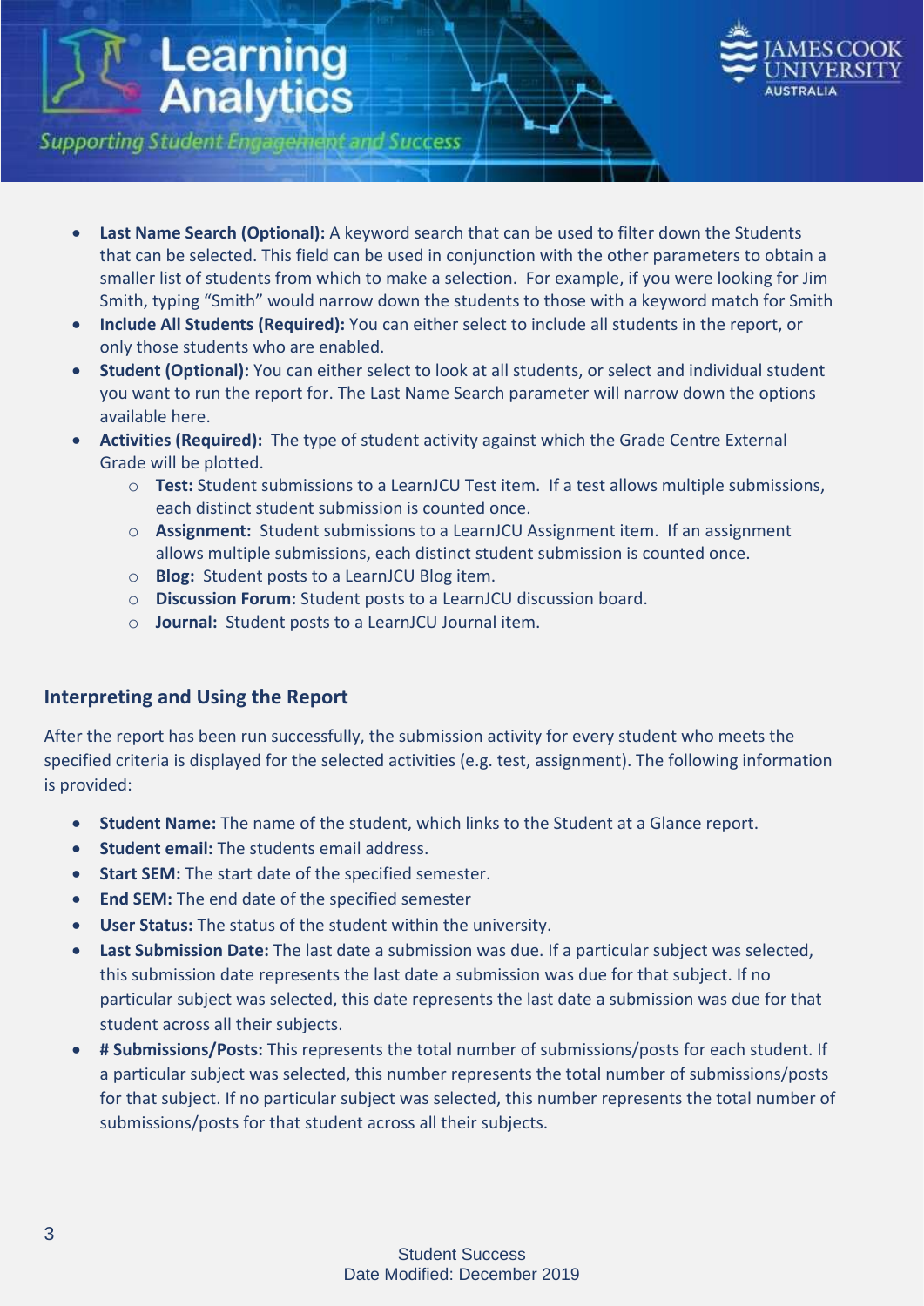- **Last Name Search (Optional):** A keyword search that can be used to filter down the Students that can be selected. This field can be used in conjunction with the other parameters to obtain a smaller list of students from which to make a selection. For example, if you were looking for Jim Smith, typing "Smith" would narrow down the students to those with a keyword match for Smith
- **Include All Students (Required):** You can either select to include all students in the report, or only those students who are enabled.
- **Student (Optional):** You can either select to look at all students, or select and individual student you want to run the report for. The Last Name Search parameter will narrow down the options available here.
- **Activities (Required):** The type of student activity against which the Grade Centre External Grade will be plotted.
    - **Test:** Student submissions to a LearnJCU Test item. If a test allows multiple submissions, each distinct student submission is counted once.
    - **Assignment:** Student submissions to a LearnJCU Assignment item. If an assignment allows multiple submissions, each distinct student submission is counted once.
    - **Blog:** Student posts to a LearnJCU Blog item.
    - **Discussion Forum:** Student posts to a LearnJCU discussion board.
    - **Journal:** Student posts to a LearnJCU Journal item.

## Interpreting and Using the Report

After the report has been run successfully, the submission activity for every student who meets the specified criteria is displayed for the selected activities (e.g. test, assignment). The following information is provided:

- **Student Name:** The name of the student, which links to the Student at a Glance report.
- **Student email:** The students email address.
- **Start SEM:** The start date of the specified semester.
- **End SEM:** The end date of the specified semester
- **User Status:** The status of the student within the university.
- **Last Submission Date:** The last date a submission was due. If a particular subject was selected, this submission date represents the last date a submission was due for that subject. If no particular subject was selected, this date represents the last date a submission was due for that student across all their subjects.
- **# Submissions/Posts:** This represents the total number of submissions/posts for each student. If a particular subject was selected, this number represents the total number of submissions/posts for that subject. If no particular subject was selected, this number represents the total number of submissions/posts for that student across all their subjects.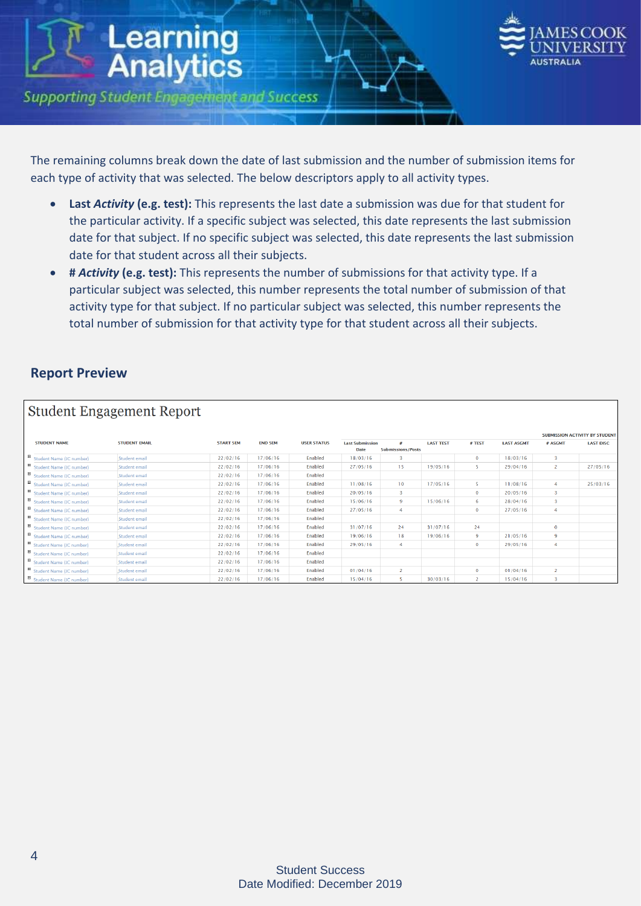The remaining columns break down the date of last submission and the number of submission items for each type of activity that was selected. The below descriptors apply to all activity types.

- **Last *Activity* (e.g. test):** This represents the last date a submission was due for that student for the particular activity. If a specific subject was selected, this date represents the last submission date for that subject. If no specific subject was selected, this date represents the last submission date for that student across all their subjects.
- **# *Activity* (e.g. test):** This represents the number of submissions for that activity type. If a particular subject was selected, this number represents the total number of submission of that activity type for that subject. If no particular subject was selected, this number represents the total number of submission for that activity type for that student across all their subjects.

## Report Preview

Student Engagement Report

| | | | | | | | | | | SUBMISSION ACTIVITY BY STUDENT | |
|---|---|---|---|---|---|---|---|---|---|---|---|
| STUDENT NAME | STUDENT EMAIL | START SEM | END SEM | USER STATUS | Last Submission Date | # Submissions/Posts | LAST TEST | # TEST | LAST ASGMT | # ASGMT | LAST DISC |
| Student Name (JC number) | Student email | 22/02/16 | 17/06/16 | Enabled | 18/03/16 | 3 | | 0 | 18/03/16 | 3 | |
| Student Name (JC number) | Student email | 22/02/16 | 17/06/16 | Enabled | 27/05/16 | 15 | 19/05/16 | 5 | 29/04/16 | 2 | 27/05/16 |
| Student Name (JC number) | Student email | 22/02/16 | 17/06/16 | Enabled | | | | | | | |
| Student Name (JC number) | Student email | 22/02/16 | 17/06/16 | Enabled | 11/08/16 | 10 | 17/05/16 | 5 | 11/08/16 | 4 | 25/03/16 |
| Student Name (JC number) | Student email | 22/02/16 | 17/06/16 | Enabled | 20/05/16 | 3 | | 0 | 20/05/16 | 3 | |
| Student Name (JC number) | Student email | 22/02/16 | 17/06/16 | Enabled | 15/06/16 | 9 | 15/06/16 | 6 | 28/04/16 | 3 | |
| Student Name (JC number) | Student email | 22/02/16 | 17/06/16 | Enabled | 27/05/16 | 4 | | 0 | 27/05/16 | 4 | |
| Student Name (JC number) | Student email | 22/02/16 | 17/06/16 | Enabled | | | | | | | |
| Student Name (JC number) | Student email | 22/02/16 | 17/06/16 | Enabled | 31/07/16 | 24 | 31/07/16 | 24 | | 0 | |
| Student Name (JC number) | Student email | 22/02/16 | 17/06/16 | Enabled | 19/06/16 | 18 | 19/06/16 | 9 | 21/05/16 | 9 | |
| Student Name (JC number) | Student email | 22/02/16 | 17/06/16 | Enabled | 29/05/16 | 4 | | 0 | 29/05/16 | 4 | |
| Student Name (JC number) | Student email | 22/02/16 | 17/06/16 | Enabled | | | | | | | |
| Student Name (JC number) | Student email | 22/02/16 | 17/06/16 | Enabled | | | | | | | |
| Student Name (JC number) | Student email | 22/02/16 | 17/06/16 | Enabled | 01/04/16 | 2 | | 0 | 01/04/16 | 2 | |
| Student Name (JC number) | Student email | 22/02/16 | 17/06/16 | Enabled | 15/04/16 | 5 | 30/03/16 | 2 | 15/04/16 | 3 | |